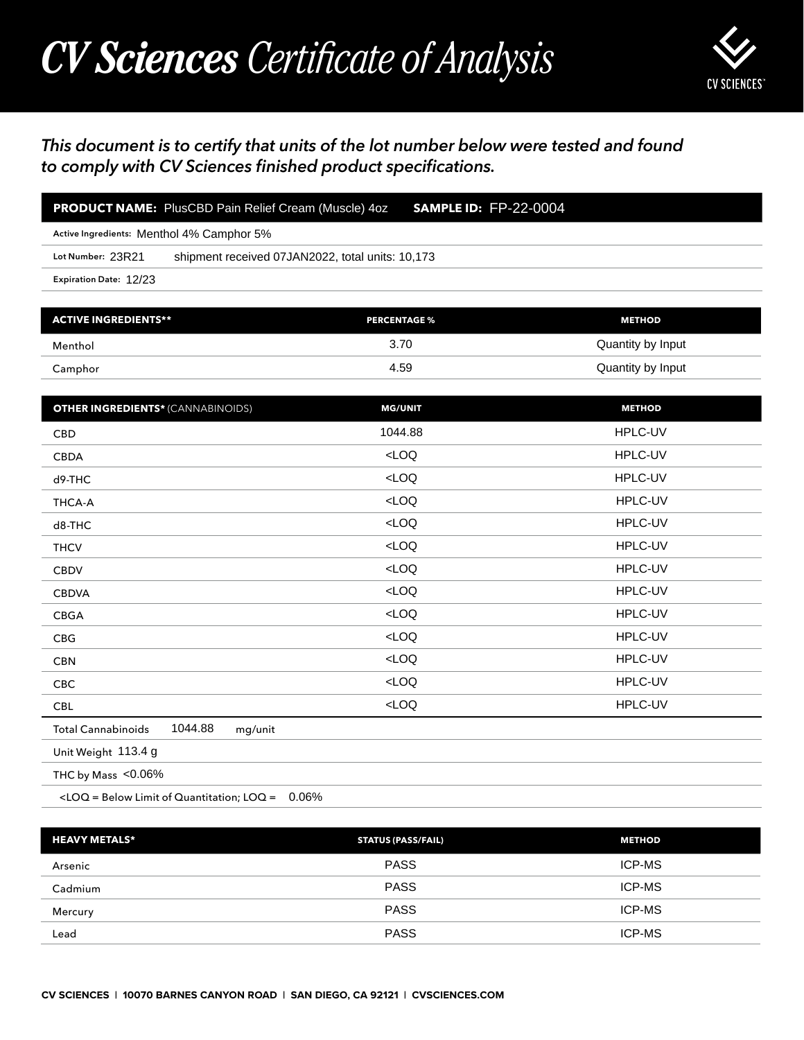# *CV Sciences* Certificate of Analysis

CV SCIENCES™

***This document is to certify that units of the lot number below were tested and found to comply with CV Sciences finished product specifications.***

**PRODUCT NAME:** PlusCBD Pain Relief Cream (Muscle) 4oz **SAMPLE ID:** FP-22-0004

Active Ingredients: Menthol 4% Camphor 5%

Lot Number: 23R21 shipment received 07JAN2022, total units: 10,173

Expiration Date: 12/23

| ACTIVE INGREDIENTS** | PERCENTAGE % | METHOD |
|---|---|---|
| Menthol | 3.70 | Quantity by Input |
| Camphor | 4.59 | Quantity by Input |

| OTHER INGREDIENTS* (CANNABINOIDS) | MG/UNIT | METHOD |
|---|---|---|
| CBD | 1044.88 | HPLC-UV |
| CBDA | <LOQ | HPLC-UV |
| d9-THC | <LOQ | HPLC-UV |
| THCA-A | <LOQ | HPLC-UV |
| d8-THC | <LOQ | HPLC-UV |
| THCV | <LOQ | HPLC-UV |
| CBDV | <LOQ | HPLC-UV |
| CBDVA | <LOQ | HPLC-UV |
| CBGA | <LOQ | HPLC-UV |
| CBG | <LOQ | HPLC-UV |
| CBN | <LOQ | HPLC-UV |
| CBC | <LOQ | HPLC-UV |
| CBL | <LOQ | HPLC-UV |

Total Cannabinoids 1044.88 mg/unit

Unit Weight 113.4 g

THC by Mass <0.06%

<LOQ = Below Limit of Quantitation; LOQ = 0.06%

| HEAVY METALS* | STATUS (PASS/FAIL) | METHOD |
|---|---|---|
| Arsenic | PASS | ICP-MS |
| Cadmium | PASS | ICP-MS |
| Mercury | PASS | ICP-MS |
| Lead | PASS | ICP-MS |

**CV SCIENCES | 10070 BARNES CANYON ROAD | SAN DIEGO, CA 92121 | CVSCIENCES.COM**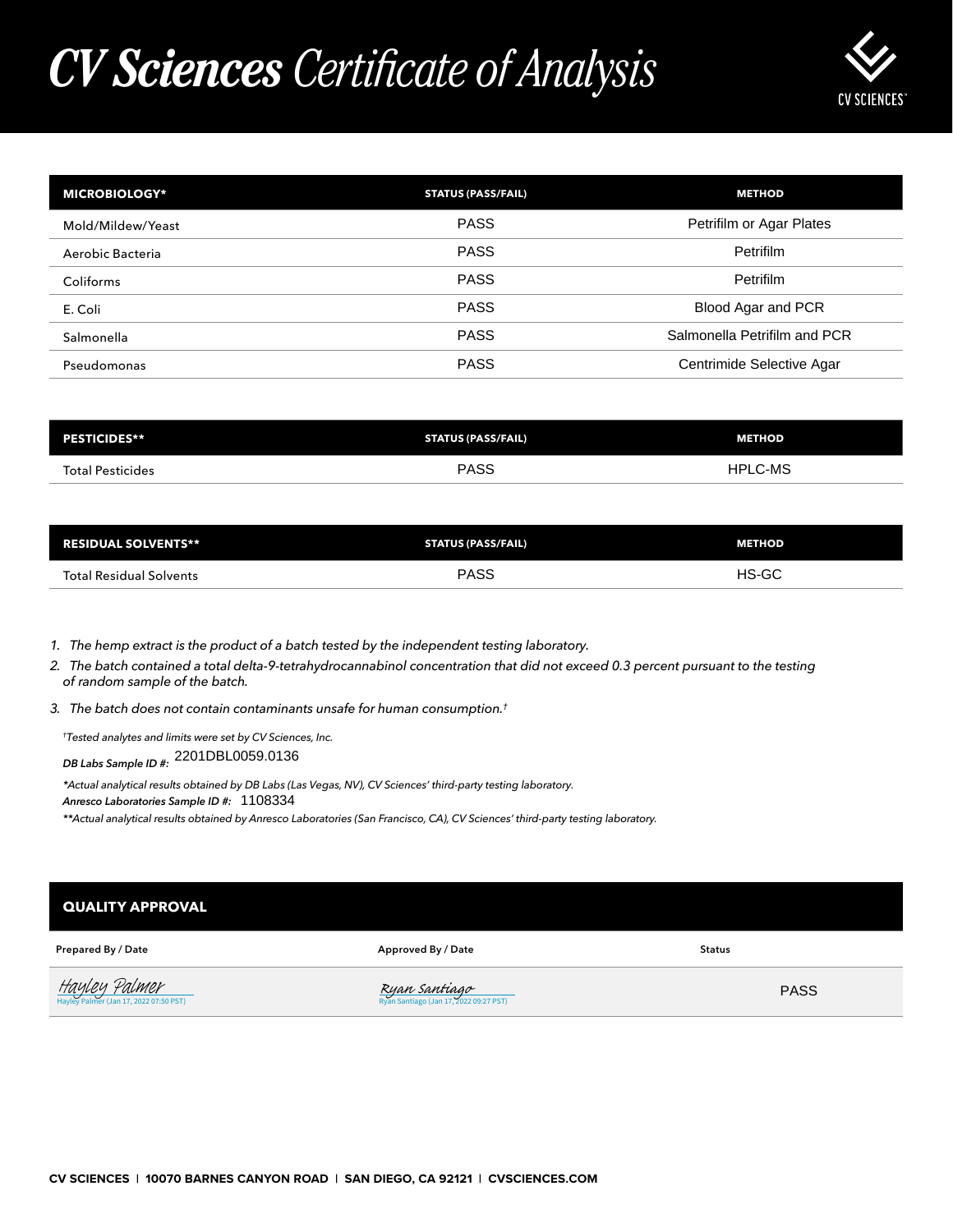# *CV Sciences* Certificate of Analysis

| MICROBIOLOGY* | STATUS (PASS/FAIL) | METHOD |
| --- | --- | --- |
| Mold/Mildew/Yeast | PASS | Petrifilm or Agar Plates |
| Aerobic Bacteria | PASS | Petrifilm |
| Coliforms | PASS | Petrifilm |
| E. Coli | PASS | Blood Agar and PCR |
| Salmonella | PASS | Salmonella Petrifilm and PCR |
| Pseudomonas | PASS | Centrimide Selective Agar |

| PESTICIDES** | STATUS (PASS/FAIL) | METHOD |
| --- | --- | --- |
| Total Pesticides | PASS | HPLC-MS |

| RESIDUAL SOLVENTS** | STATUS (PASS/FAIL) | METHOD |
| --- | --- | --- |
| Total Residual Solvents | PASS | HS-GC |

1. *The hemp extract is the product of a batch tested by the independent testing laboratory.*
2. *The batch contained a total delta-9-tetrahydrocannabinol concentration that did not exceed 0.3 percent pursuant to the testing of random sample of the batch.*
3. *The batch does not contain contaminants unsafe for human consumption.*[†]

*†Tested analytes and limits were set by CV Sciences, Inc.*

***DB Labs Sample ID #:*** 2201DBL0059.0136

**Actual analytical results obtained by DB Labs (Las Vegas, NV), CV Sciences' third-party testing laboratory.*

***Anresco Laboratories Sample ID #:*** 1108334

***Actual analytical results obtained by Anresco Laboratories (San Francisco, CA), CV Sciences' third-party testing laboratory.*

## QUALITY APPROVAL

| Prepared By / Date | Approved By / Date | Status |
| --- | --- | --- |
| Hayley Palmer<br>Hayley Palmer (Jan 17, 2022 07:50 PST) | Ryan Santiago<br>Ryan Santiago (Jan 17, 2022 09:27 PST) | PASS |

**CV SCIENCES | 10070 BARNES CANYON ROAD | SAN DIEGO, CA 92121 | CVSCIENCES.COM**